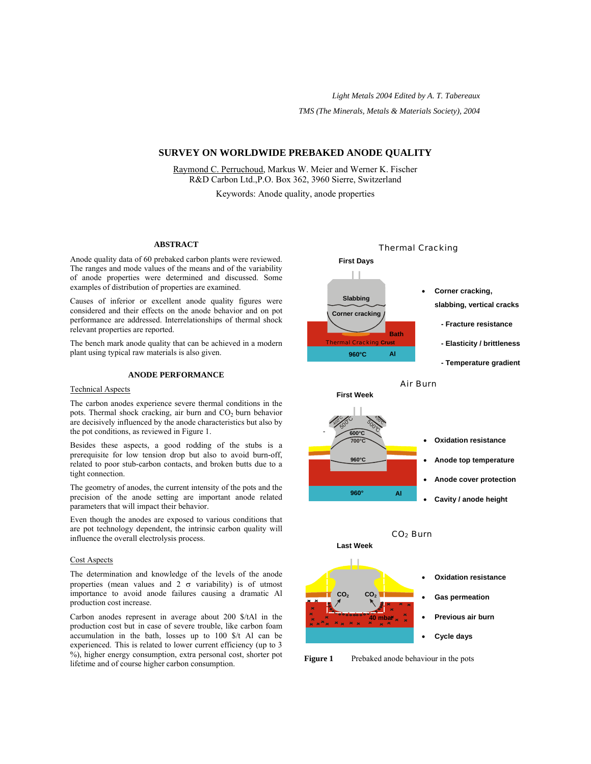*Light Metals 2004 Edited by A. T. Tabereaux*

*TMS (The Minerals, Metals & Materials Society), 2004*

# SURVEY ON WORLDWIDE PREBAKED ANODE QUALITY

Raymond C. Perruchoud, Markus W. Meier and Werner K. Fischer
R&D Carbon Ltd.,P.O. Box 362, 3960 Sierre, Switzerland

Keywords: Anode quality, anode properties

## ABSTRACT

Anode quality data of 60 prebaked carbon plants were reviewed. The ranges and mode values of the means and of the variability of anode properties were determined and discussed. Some examples of distribution of properties are examined.

Causes of inferior or excellent anode quality figures were considered and their effects on the anode behavior and on pot performance are addressed. Interrelationships of thermal shock relevant properties are reported.

The bench mark anode quality that can be achieved in a modern plant using typical raw materials is also given.

## ANODE PERFORMANCE

### Technical Aspects

The carbon anodes experience severe thermal conditions in the pots. Thermal shock cracking, air burn and $CO_2$ burn behavior are decisively influenced by the anode characteristics but also by the pot conditions, as reviewed in Figure 1.

Besides these aspects, a good rodding of the stubs is a prerequisite for low tension drop but also to avoid burn-off, related to poor stub-carbon contacts, and broken butts due to a tight connection.

The geometry of anodes, the current intensity of the pots and the precision of the anode setting are important anode related parameters that will impact their behavior.

Even though the anodes are exposed to various conditions that are pot technology dependent, the intrinsic carbon quality will influence the overall electrolysis process.

### Cost Aspects

The determination and knowledge of the levels of the anode properties (mean values and 2 σ variability) is of utmost importance to avoid anode failures causing a dramatic Al production cost increase.

Carbon anodes represent in average about 200 $/tAl in the production cost but in case of severe trouble, like carbon foam accumulation in the bath, losses up to 100 $/t Al can be experienced. This is related to lower current efficiency (up to 3 %), higher energy consumption, extra personal cost, shorter pot lifetime and of course higher carbon consumption.

Thermal Cracking

First Days

Slabbing

Corner cracking

Bath

Thermal Cracking Crust

960°C

Al

- Corner cracking, slabbing, vertical cracks
  - Fracture resistance
  - Elasticity / brittleness
  - Temperature gradient

Air Burn

First Week

450°C 500°C 500°C 450°C

600°C

700°C

960°C

960°

Al

- Oxidation resistance
- Anode top temperature
- Anode cover protection
- Cavity / anode height

$CO_2$ Burn

Last Week

$CO_2$ $CO_2$

40 mbar

- Oxidation resistance
- Gas permeation
- Previous air burn
- Cycle days

**Figure 1** Prebaked anode behaviour in the pots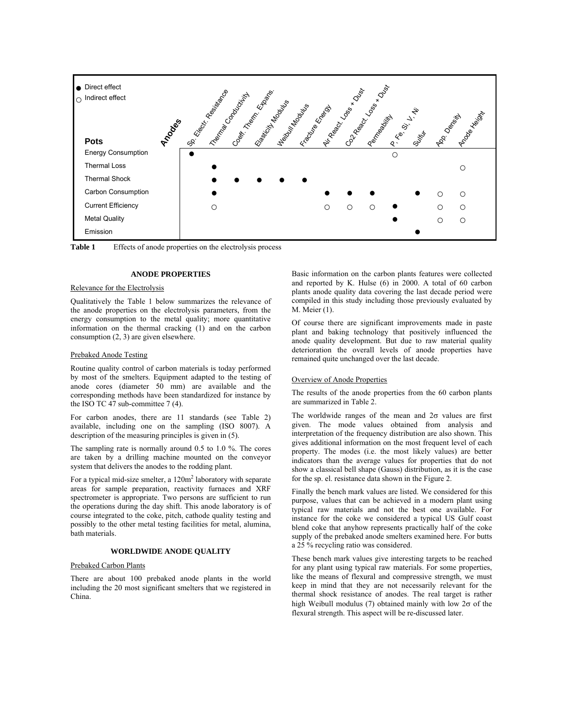● Direct effect
○ Indirect effect

| Pots \ Anodes | Sp. Electr. Resistance | Thermal Conductivity | Coeff. Therm. Expans. | Elasticity Modulus | Weibull Modulus | Fracture Energy | Air React. Loss + Dust | Co2 React. Loss + Dust | Permeability | P, Fe, Si, V, Ni | Sulfur | App. Density | Anode Height |
|---|---|---|---|---|---|---|---|---|---|---|---|---|---|
| Energy Consumption | ● | | | | | | | | | ○ | | | |
| Thermal Loss | | ● | | | | | | | | | | | ○ |
| Thermal Shock | | ● | ● | ● | ● | ● | | | | | | | |
| Carbon Consumption | | ● | | | | | ● | ● | ● | | ● | ○ | ○ |
| Current Efficiency | | ○ | | | | | ○ | ○ | ○ | ● | | ○ | ○ |
| Metal Quality | | | | | | | | | | ● | | ○ | ○ |
| Emission | | | | | | | | | | | ● | | |

**Table 1** Effects of anode properties on the electrolysis process

## ANODE PROPERTIES

### Relevance for the Electrolysis

Qualitatively the Table 1 below summarizes the relevance of the anode properties on the electrolysis parameters, from the energy consumption to the metal quality; more quantitative information on the thermal cracking (1) and on the carbon consumption (2, 3) are given elsewhere.

### Prebaked Anode Testing

Routine quality control of carbon materials is today performed by most of the smelters. Equipment adapted to the testing of anode cores (diameter 50 mm) are available and the corresponding methods have been standardized for instance by the ISO TC 47 sub-committee 7 (4).

For carbon anodes, there are 11 standards (see Table 2) available, including one on the sampling (ISO 8007). A description of the measuring principles is given in (5).

The sampling rate is normally around 0.5 to 1.0 %. The cores are taken by a drilling machine mounted on the conveyor system that delivers the anodes to the rodding plant.

For a typical mid-size smelter, a 120m$^2$ laboratory with separate areas for sample preparation, reactivity furnaces and XRF spectrometer is appropriate. Two persons are sufficient to run the operations during the day shift. This anode laboratory is of course integrated to the coke, pitch, cathode quality testing and possibly to the other metal testing facilities for metal, alumina, bath materials.

## WORLDWIDE ANODE QUALITY

### Prebaked Carbon Plants

There are about 100 prebaked anode plants in the world including the 20 most significant smelters that we registered in China.

Basic information on the carbon plants features were collected and reported by K. Hulse (6) in 2000. A total of 60 carbon plants anode quality data covering the last decade period were compiled in this study including those previously evaluated by M. Meier (1).

Of course there are significant improvements made in paste plant and baking technology that positively influenced the anode quality development. But due to raw material quality deterioration the overall levels of anode properties have remained quite unchanged over the last decade.

### Overview of Anode Properties

The results of the anode properties from the 60 carbon plants are summarized in Table 2.

The worldwide ranges of the mean and 2σ values are first given. The mode values obtained from analysis and interpretation of the frequency distribution are also shown. This gives additional information on the most frequent level of each property. The modes (i.e. the most likely values) are better indicators than the average values for properties that do not show a classical bell shape (Gauss) distribution, as it is the case for the sp. el. resistance data shown in the Figure 2.

Finally the bench mark values are listed. We considered for this purpose, values that can be achieved in a modern plant using typical raw materials and not the best one available. For instance for the coke we considered a typical US Gulf coast blend coke that anyhow represents practically half of the coke supply of the prebaked anode smelters examined here. For butts a 25 % recycling ratio was considered.

These bench mark values give interesting targets to be reached for any plant using typical raw materials. For some properties, like the means of flexural and compressive strength, we must keep in mind that they are not necessarily relevant for the thermal shock resistance of anodes. The real target is rather high Weibull modulus (7) obtained mainly with low 2σ of the flexural strength. This aspect will be re-discussed later.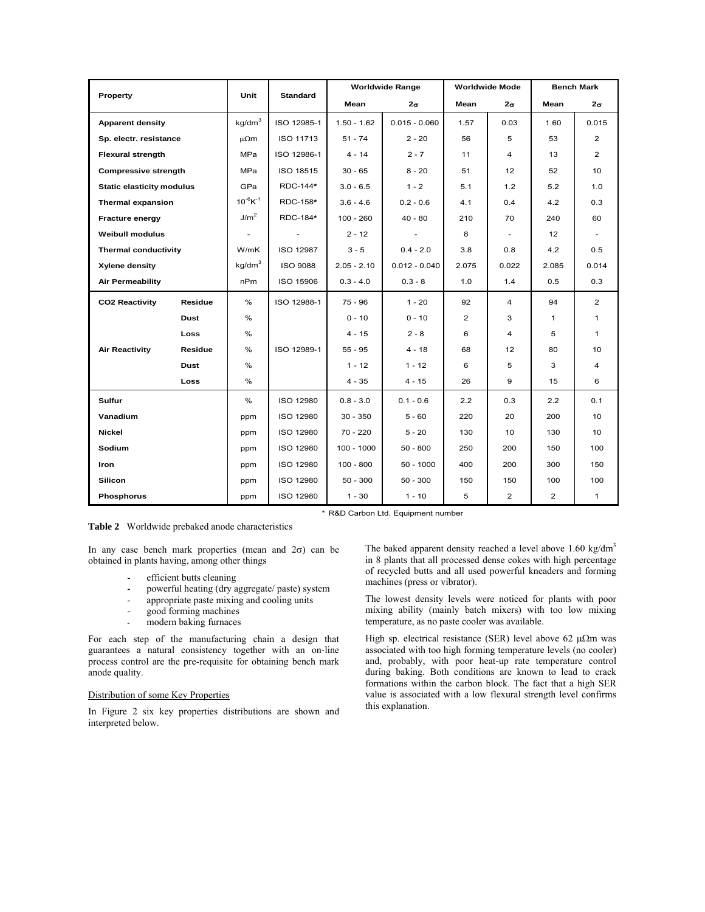| Property | | Unit | Standard | Worldwide Range | | Worldwide Mode | | Bench Mark | |
|---|---|---|---|---|---|---|---|---|---|
| | | | | Mean | $2\sigma$ | Mean | $2\sigma$ | Mean | $2\sigma$ |
| **Apparent density** | | kg/dm$^3$ | ISO 12985-1 | 1.50 - 1.62 | 0.015 - 0.060 | 1.57 | 0.03 | 1.60 | 0.015 |
| **Sp. electr. resistance** | | $\mu\Omega$m | ISO 11713 | 51 - 74 | 2 - 20 | 56 | 5 | 53 | 2 |
| **Flexural strength** | | MPa | ISO 12986-1 | 4 - 14 | 2 - 7 | 11 | 4 | 13 | 2 |
| **Compressive strength** | | MPa | ISO 18515 | 30 - 65 | 8 - 20 | 51 | 12 | 52 | 10 |
| **Static elasticity modulus** | | GPa | RDC-144* | 3.0 - 6.5 | 1 - 2 | 5.1 | 1.2 | 5.2 | 1.0 |
| **Thermal expansion** | | $10^{-6}$K$^{-1}$ | RDC-158* | 3.6 - 4.6 | 0.2 - 0.6 | 4.1 | 0.4 | 4.2 | 0.3 |
| **Fracture energy** | | J/m$^2$ | RDC-184* | 100 - 260 | 40 - 80 | 210 | 70 | 240 | 60 |
| **Weibull modulus** | | - | - | 2 - 12 | - | 8 | - | 12 | - |
| **Thermal conductivity** | | W/mK | ISO 12987 | 3 - 5 | 0.4 - 2.0 | 3.8 | 0.8 | 4.2 | 0.5 |
| **Xylene density** | | kg/dm$^3$ | ISO 9088 | 2.05 - 2.10 | 0.012 - 0.040 | 2.075 | 0.022 | 2.085 | 0.014 |
| **Air Permeability** | | nPm | ISO 15906 | 0.3 - 4.0 | 0.3 - 8 | 1.0 | 1.4 | 0.5 | 0.3 |
| **CO2 Reactivity** | **Residue** | % | ISO 12988-1 | 75 - 96 | 1 - 20 | 92 | 4 | 94 | 2 |
| | **Dust** | % | | 0 - 10 | 0 - 10 | 2 | 3 | 1 | 1 |
| | **Loss** | % | | 4 - 15 | 2 - 8 | 6 | 4 | 5 | 1 |
| **Air Reactivity** | **Residue** | % | ISO 12989-1 | 55 - 95 | 4 - 18 | 68 | 12 | 80 | 10 |
| | **Dust** | % | | 1 - 12 | 1 - 12 | 6 | 5 | 3 | 4 |
| | **Loss** | % | | 4 - 35 | 4 - 15 | 26 | 9 | 15 | 6 |
| **Sulfur** | | % | ISO 12980 | 0.8 - 3.0 | 0.1 - 0.6 | 2.2 | 0.3 | 2.2 | 0.1 |
| **Vanadium** | | ppm | ISO 12980 | 30 - 350 | 5 - 60 | 220 | 20 | 200 | 10 |
| **Nickel** | | ppm | ISO 12980 | 70 - 220 | 5 - 20 | 130 | 10 | 130 | 10 |
| **Sodium** | | ppm | ISO 12980 | 100 - 1000 | 50 - 800 | 250 | 200 | 150 | 100 |
| **Iron** | | ppm | ISO 12980 | 100 - 800 | 50 - 1000 | 400 | 200 | 300 | 150 |
| **Silicon** | | ppm | ISO 12980 | 50 - 300 | 50 - 300 | 150 | 150 | 100 | 100 |
| **Phosphorus** | | ppm | ISO 12980 | 1 - 30 | 1 - 10 | 5 | 2 | 2 | 1 |

* R&D Carbon Ltd. Equipment number

**Table 2** Worldwide prebaked anode characteristics

In any case bench mark properties (mean and $2\sigma$) can be obtained in plants having, among other things

- efficient butts cleaning
- powerful heating (dry aggregate/ paste) system
- appropriate paste mixing and cooling units
- good forming machines
- modern baking furnaces

For each step of the manufacturing chain a design that guarantees a natural consistency together with an on-line process control are the pre-requisite for obtaining bench mark anode quality.

Distribution of some Key Properties

In Figure 2 six key properties distributions are shown and interpreted below.

The baked apparent density reached a level above 1.60 kg/dm$^3$ in 8 plants that all processed dense cokes with high percentage of recycled butts and all used powerful kneaders and forming machines (press or vibrator).

The lowest density levels were noticed for plants with poor mixing ability (mainly batch mixers) with too low mixing temperature, as no paste cooler was available.

High sp. electrical resistance (SER) level above 62 $\mu\Omega$m was associated with too high forming temperature levels (no cooler) and, probably, with poor heat-up rate temperature control during baking. Both conditions are known to lead to crack formations within the carbon block. The fact that a high SER value is associated with a low flexural strength level confirms this explanation.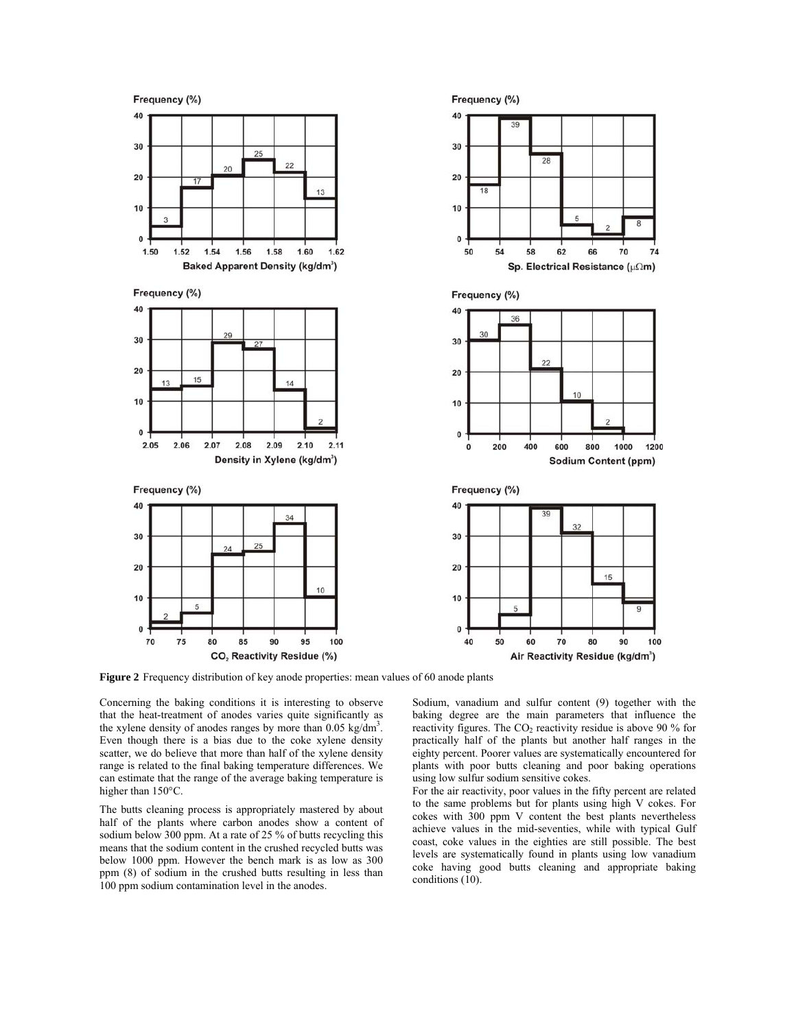**Figure 2** Frequency distribution of key anode properties: mean values of 60 anode plants

Concerning the baking conditions it is interesting to observe that the heat-treatment of anodes varies quite significantly as the xylene density of anodes ranges by more than 0.05 kg/dm$^3$. Even though there is a bias due to the coke xylene density scatter, we do believe that more than half of the xylene density range is related to the final baking temperature differences. We can estimate that the range of the average baking temperature is higher than 150°C.

The butts cleaning process is appropriately mastered by about half of the plants where carbon anodes show a content of sodium below 300 ppm. At a rate of 25 % of butts recycling this means that the sodium content in the crushed recycled butts was below 1000 ppm. However the bench mark is as low as 300 ppm (8) of sodium in the crushed butts resulting in less than 100 ppm sodium contamination level in the anodes.

Sodium, vanadium and sulfur content (9) together with the baking degree are the main parameters that influence the reactivity figures. The $CO_2$ reactivity residue is above 90 % for practically half of the plants but another half ranges in the eighty percent. Poorer values are systematically encountered for plants with poor butts cleaning and poor baking operations using low sulfur sodium sensitive cokes.

For the air reactivity, poor values in the fifty percent are related to the same problems but for plants using high V cokes. For cokes with 300 ppm V content the best plants nevertheless achieve values in the mid-seventies, while with typical Gulf coast, coke values in the eighties are still possible. The best levels are systematically found in plants using low vanadium coke having good butts cleaning and appropriate baking conditions (10).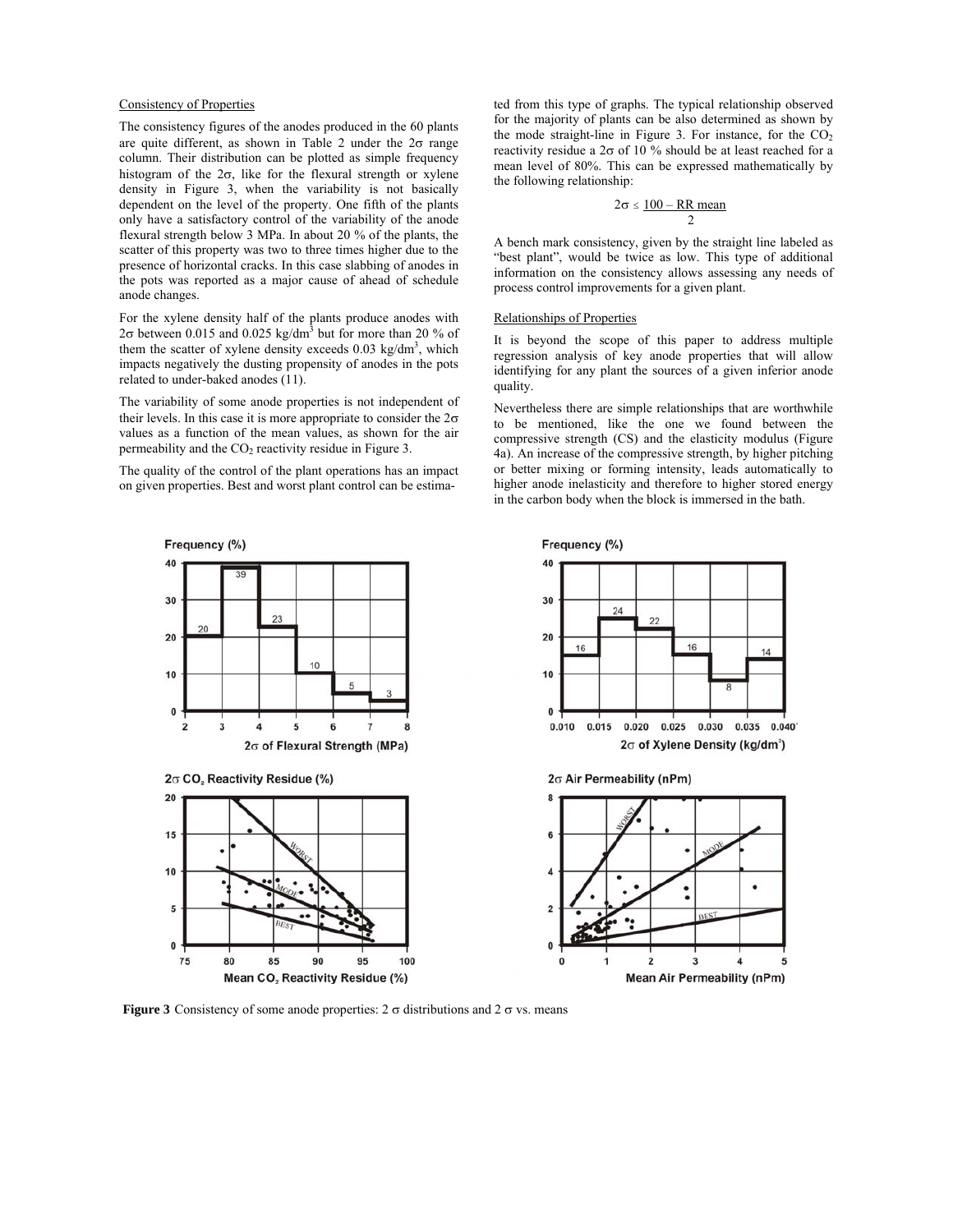Consistency of Properties

The consistency figures of the anodes produced in the 60 plants are quite different, as shown in Table 2 under the $2\sigma$ range column. Their distribution can be plotted as simple frequency histogram of the $2\sigma$, like for the flexural strength or xylene density in Figure 3, when the variability is not basically dependent on the level of the property. One fifth of the plants only have a satisfactory control of the variability of the anode flexural strength below 3 MPa. In about 20 % of the plants, the scatter of this property was two to three times higher due to the presence of horizontal cracks. In this case slabbing of anodes in the pots was reported as a major cause of ahead of schedule anode changes.

For the xylene density half of the plants produce anodes with $2\sigma$ between 0.015 and 0.025 kg/dm$^3$ but for more than 20 % of them the scatter of xylene density exceeds 0.03 kg/dm$^3$, which impacts negatively the dusting propensity of anodes in the pots related to under-baked anodes (11).

The variability of some anode properties is not independent of their levels. In this case it is more appropriate to consider the $2\sigma$ values as a function of the mean values, as shown for the air permeability and the $CO_2$ reactivity residue in Figure 3.

The quality of the control of the plant operations has an impact on given properties. Best and worst plant control can be estimated from this type of graphs. The typical relationship observed for the majority of plants can be also determined as shown by the mode straight-line in Figure 3. For instance, for the $CO_2$ reactivity residue a $2\sigma$ of 10 % should be at least reached for a mean level of 80%. This can be expressed mathematically by the following relationship:

$$2\sigma \leq \frac{100 - \text{RR mean}}{2}$$

A bench mark consistency, given by the straight line labeled as "best plant", would be twice as low. This type of additional information on the consistency allows assessing any needs of process control improvements for a given plant.

Relationships of Properties

It is beyond the scope of this paper to address multiple regression analysis of key anode properties that will allow identifying for any plant the sources of a given inferior anode quality.

Nevertheless there are simple relationships that are worthwhile to be mentioned, like the one we found between the compressive strength (CS) and the elasticity modulus (Figure 4a). An increase of the compressive strength, by higher pitching or better mixing or forming intensity, leads automatically to higher anode inelasticity and therefore to higher stored energy in the carbon body when the block is immersed in the bath.

**Figure 3** Consistency of some anode properties: 2 $\sigma$ distributions and 2 $\sigma$ vs. means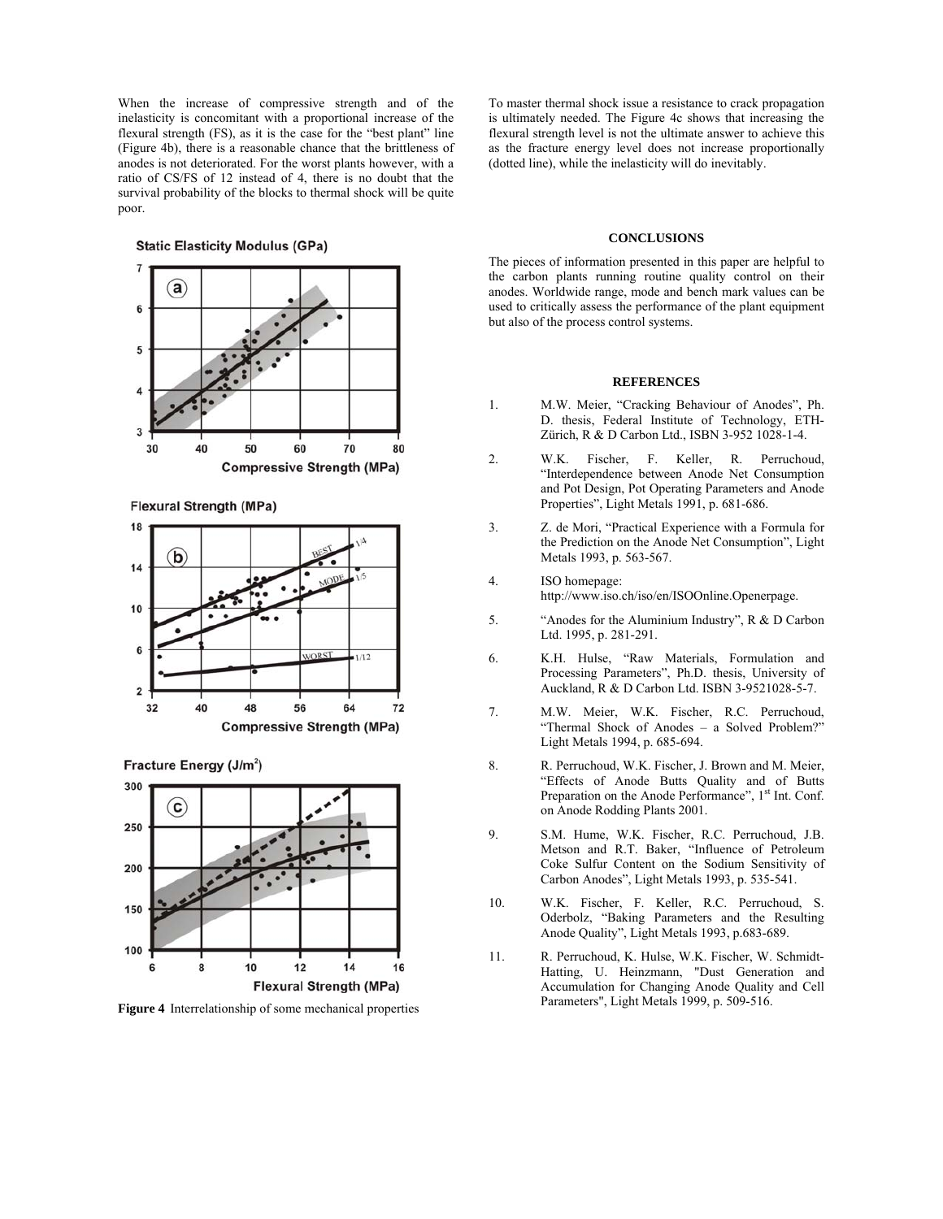When the increase of compressive strength and of the inelasticity is concomitant with a proportional increase of the flexural strength (FS), as it is the case for the "best plant" line (Figure 4b), there is a reasonable chance that the brittleness of anodes is not deteriorated. For the worst plants however, with a ratio of CS/FS of 12 instead of 4, there is no doubt that the survival probability of the blocks to thermal shock will be quite poor.

Static Elasticity Modulus (GPa)

a

7
6
5
4
3

30 40 50 60 70 80

Compressive Strength (MPa)

Flexural Strength (MPa)

b

18
14
10
6
2

BEST 1/4
MODE 1/5
WORST 1/12

32 40 48 56 64 72

Compressive Strength (MPa)

Fracture Energy (J/m$^2$)

c

300
250
200
150
100

6 8 10 12 14 16

Flexural Strength (MPa)

**Figure 4** Interrelationship of some mechanical properties

To master thermal shock issue a resistance to crack propagation is ultimately needed. The Figure 4c shows that increasing the flexural strength level is not the ultimate answer to achieve this as the fracture energy level does not increase proportionally (dotted line), while the inelasticity will do inevitably.

## CONCLUSIONS

The pieces of information presented in this paper are helpful to the carbon plants running routine quality control on their anodes. Worldwide range, mode and bench mark values can be used to critically assess the performance of the plant equipment but also of the process control systems.

## REFERENCES

1. M.W. Meier, "Cracking Behaviour of Anodes", Ph. D. thesis, Federal Institute of Technology, ETH-Zürich, R & D Carbon Ltd., ISBN 3-952 1028-1-4.
2. W.K. Fischer, F. Keller, R. Perruchoud, "Interdependence between Anode Net Consumption and Pot Design, Pot Operating Parameters and Anode Properties", Light Metals 1991, p. 681-686.
3. Z. de Mori, "Practical Experience with a Formula for the Prediction on the Anode Net Consumption", Light Metals 1993, p. 563-567.
4. ISO homepage: http://www.iso.ch/iso/en/ISOOnline.Openerpage.
5. "Anodes for the Aluminium Industry", R & D Carbon Ltd. 1995, p. 281-291.
6. K.H. Hulse, "Raw Materials, Formulation and Processing Parameters", Ph.D. thesis, University of Auckland, R & D Carbon Ltd. ISBN 3-9521028-5-7.
7. M.W. Meier, W.K. Fischer, R.C. Perruchoud, "Thermal Shock of Anodes – a Solved Problem?" Light Metals 1994, p. 685-694.
8. R. Perruchoud, W.K. Fischer, J. Brown and M. Meier, "Effects of Anode Butts Quality and of Butts Preparation on the Anode Performance", 1st Int. Conf. on Anode Rodding Plants 2001.
9. S.M. Hume, W.K. Fischer, R.C. Perruchoud, J.B. Metson and R.T. Baker, "Influence of Petroleum Coke Sulfur Content on the Sodium Sensitivity of Carbon Anodes", Light Metals 1993, p. 535-541.
10. W.K. Fischer, F. Keller, R.C. Perruchoud, S. Oderbolz, "Baking Parameters and the Resulting Anode Quality", Light Metals 1993, p.683-689.
11. R. Perruchoud, K. Hulse, W.K. Fischer, W. Schmidt-Hatting, U. Heinzmann, "Dust Generation and Accumulation for Changing Anode Quality and Cell Parameters", Light Metals 1999, p. 509-516.